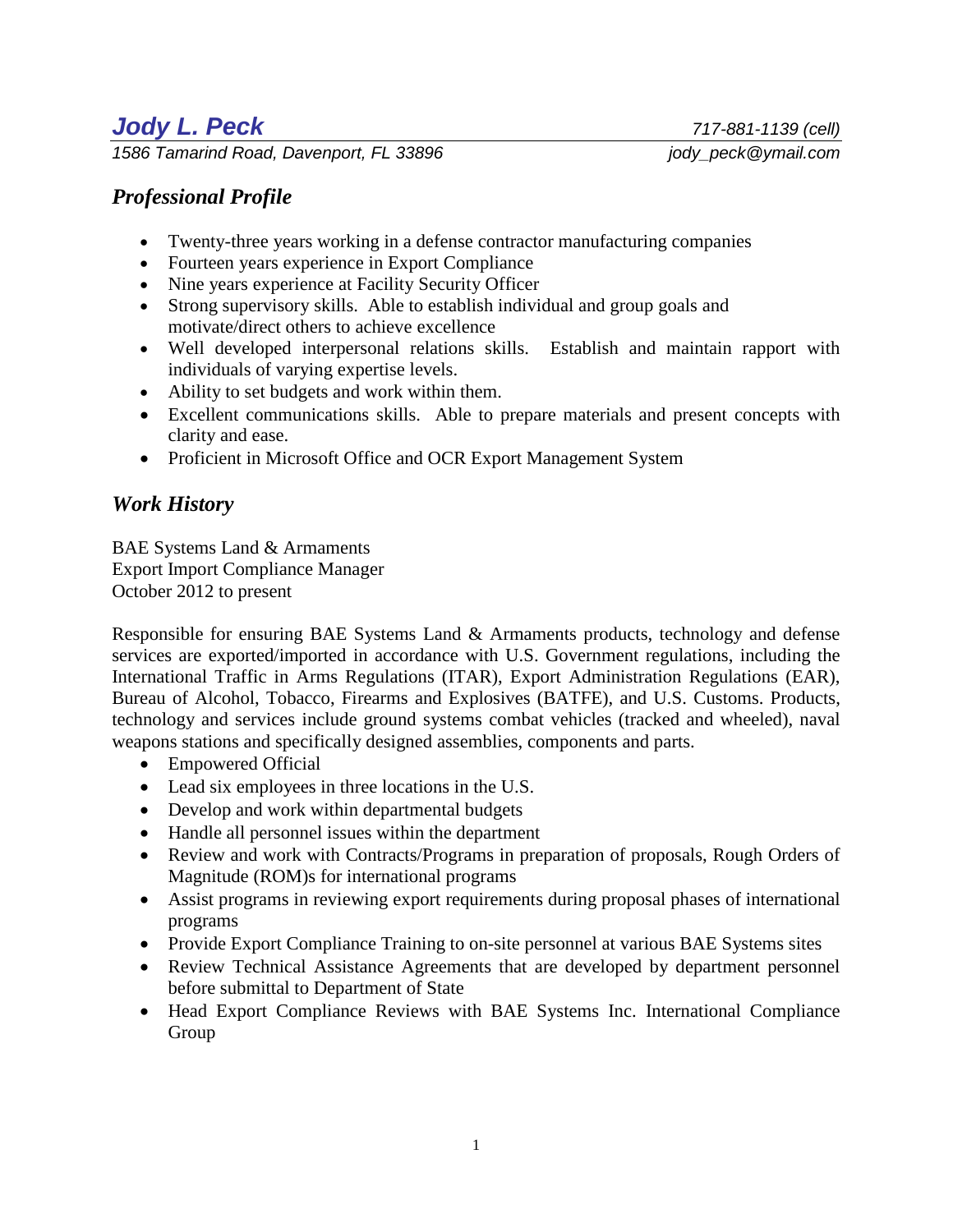# *Jody L. Peck*

*717-881-1139 (cell)*

*1586 Tamarind Road, Davenport, FL 33896*

*jody_peck@ymail.com*

## *Professional Profile*

- Twenty-three years working in a defense contractor manufacturing companies
- Fourteen years experience in Export Compliance
- Nine years experience at Facility Security Officer
- Strong supervisory skills. Able to establish individual and group goals and motivate/direct others to achieve excellence
- Well developed interpersonal relations skills. Establish and maintain rapport with individuals of varying expertise levels.
- Ability to set budgets and work within them.
- Excellent communications skills. Able to prepare materials and present concepts with clarity and ease.
- Proficient in Microsoft Office and OCR Export Management System

## *Work History*

BAE Systems Land & Armaments
Export Import Compliance Manager
October 2012 to present

Responsible for ensuring BAE Systems Land & Armaments products, technology and defense services are exported/imported in accordance with U.S. Government regulations, including the International Traffic in Arms Regulations (ITAR), Export Administration Regulations (EAR), Bureau of Alcohol, Tobacco, Firearms and Explosives (BATFE), and U.S. Customs. Products, technology and services include ground systems combat vehicles (tracked and wheeled), naval weapons stations and specifically designed assemblies, components and parts.

- Empowered Official
- Lead six employees in three locations in the U.S.
- Develop and work within departmental budgets
- Handle all personnel issues within the department
- Review and work with Contracts/Programs in preparation of proposals, Rough Orders of Magnitude (ROM)s for international programs
- Assist programs in reviewing export requirements during proposal phases of international programs
- Provide Export Compliance Training to on-site personnel at various BAE Systems sites
- Review Technical Assistance Agreements that are developed by department personnel before submittal to Department of State
- Head Export Compliance Reviews with BAE Systems Inc. International Compliance Group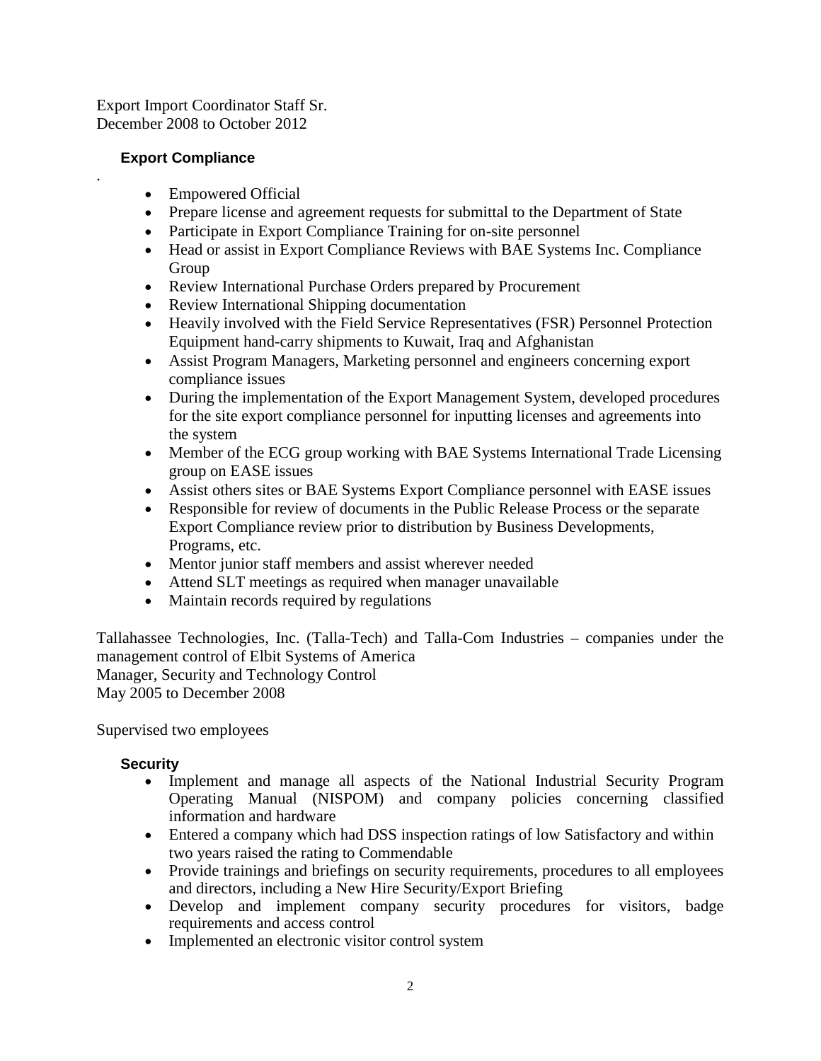Export Import Coordinator Staff Sr.
December 2008 to October 2012

### Export Compliance

.

- Empowered Official
- Prepare license and agreement requests for submittal to the Department of State
- Participate in Export Compliance Training for on-site personnel
- Head or assist in Export Compliance Reviews with BAE Systems Inc. Compliance Group
- Review International Purchase Orders prepared by Procurement
- Review International Shipping documentation
- Heavily involved with the Field Service Representatives (FSR) Personnel Protection Equipment hand-carry shipments to Kuwait, Iraq and Afghanistan
- Assist Program Managers, Marketing personnel and engineers concerning export compliance issues
- During the implementation of the Export Management System, developed procedures for the site export compliance personnel for inputting licenses and agreements into the system
- Member of the ECG group working with BAE Systems International Trade Licensing group on EASE issues
- Assist others sites or BAE Systems Export Compliance personnel with EASE issues
- Responsible for review of documents in the Public Release Process or the separate Export Compliance review prior to distribution by Business Developments, Programs, etc.
- Mentor junior staff members and assist wherever needed
- Attend SLT meetings as required when manager unavailable
- Maintain records required by regulations

Tallahassee Technologies, Inc. (Talla-Tech) and Talla-Com Industries – companies under the management control of Elbit Systems of America
Manager, Security and Technology Control
May 2005 to December 2008

Supervised two employees

### Security

- Implement and manage all aspects of the National Industrial Security Program Operating Manual (NISPOM) and company policies concerning classified information and hardware
- Entered a company which had DSS inspection ratings of low Satisfactory and within two years raised the rating to Commendable
- Provide trainings and briefings on security requirements, procedures to all employees and directors, including a New Hire Security/Export Briefing
- Develop and implement company security procedures for visitors, badge requirements and access control
- Implemented an electronic visitor control system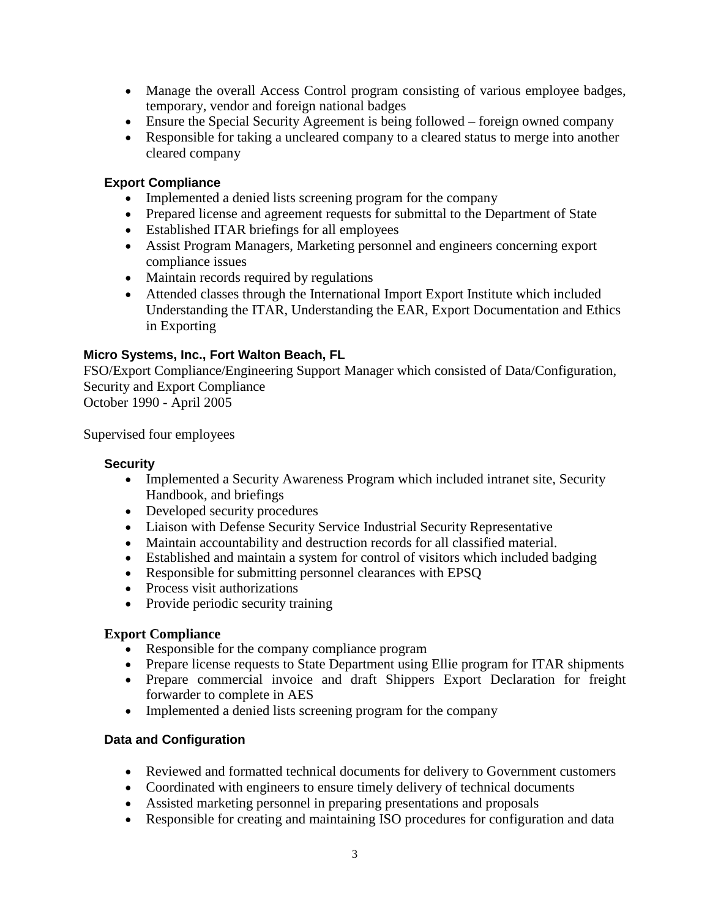- Manage the overall Access Control program consisting of various employee badges, temporary, vendor and foreign national badges
- Ensure the Special Security Agreement is being followed – foreign owned company
- Responsible for taking a uncleared company to a cleared status to merge into another cleared company

**Export Compliance**

- Implemented a denied lists screening program for the company
- Prepared license and agreement requests for submittal to the Department of State
- Established ITAR briefings for all employees
- Assist Program Managers, Marketing personnel and engineers concerning export compliance issues
- Maintain records required by regulations
- Attended classes through the International Import Export Institute which included Understanding the ITAR, Understanding the EAR, Export Documentation and Ethics in Exporting

**Micro Systems, Inc., Fort Walton Beach, FL**

FSO/Export Compliance/Engineering Support Manager which consisted of Data/Configuration, Security and Export Compliance
October 1990 - April 2005

Supervised four employees

**Security**

- Implemented a Security Awareness Program which included intranet site, Security Handbook, and briefings
- Developed security procedures
- Liaison with Defense Security Service Industrial Security Representative
- Maintain accountability and destruction records for all classified material.
- Established and maintain a system for control of visitors which included badging
- Responsible for submitting personnel clearances with EPSQ
- Process visit authorizations
- Provide periodic security training

**Export Compliance**

- Responsible for the company compliance program
- Prepare license requests to State Department using Ellie program for ITAR shipments
- Prepare commercial invoice and draft Shippers Export Declaration for freight forwarder to complete in AES
- Implemented a denied lists screening program for the company

**Data and Configuration**

- Reviewed and formatted technical documents for delivery to Government customers
- Coordinated with engineers to ensure timely delivery of technical documents
- Assisted marketing personnel in preparing presentations and proposals
- Responsible for creating and maintaining ISO procedures for configuration and data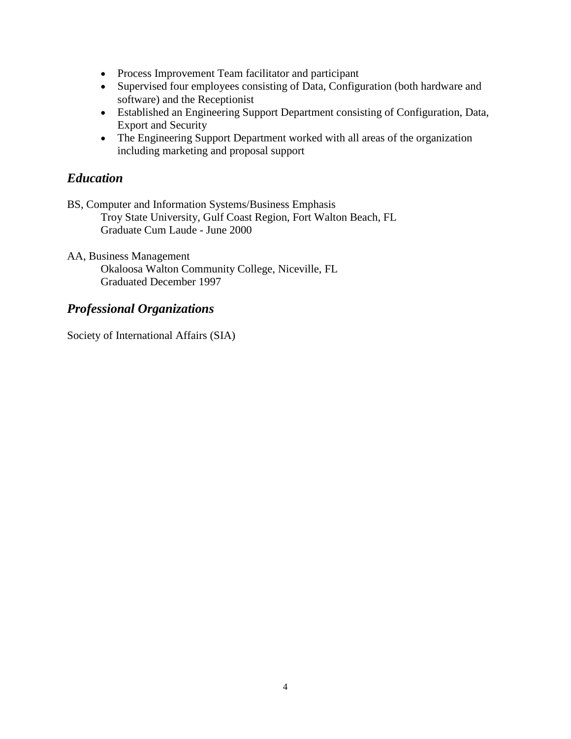- Process Improvement Team facilitator and participant
- Supervised four employees consisting of Data, Configuration (both hardware and software) and the Receptionist
- Established an Engineering Support Department consisting of Configuration, Data, Export and Security
- The Engineering Support Department worked with all areas of the organization including marketing and proposal support

## *Education*

BS, Computer and Information Systems/Business Emphasis
Troy State University, Gulf Coast Region, Fort Walton Beach, FL
Graduate Cum Laude - June 2000

AA, Business Management
Okaloosa Walton Community College, Niceville, FL
Graduated December 1997

## *Professional Organizations*

Society of International Affairs (SIA)